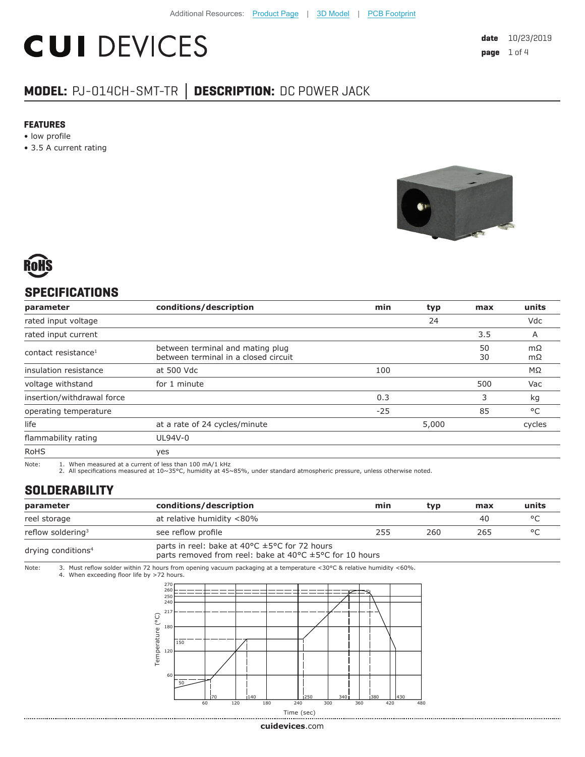Additional Resources: Product Page | 3D Model | PCB Footprint

# CUI DEVICES

**date** 10/23/2019

**MODEL:** PJ-014CH-SMT-TR | **DESCRIPTION:** DC POWER JACK

**FEATURES**
- low profile
- 3.5 A current rating

RoHS

## SPECIFICATIONS

| parameter | conditions/description | min | typ | max | units |
|---|---|---|---|---|---|
| rated input voltage | | | 24 | | Vdc |
| rated input current | | | | 3.5 | A |
| contact resistance[1] | between terminal and mating plug<br>between terminal in a closed circuit | | | 50<br>30 | mΩ<br>mΩ |
| insulation resistance | at 500 Vdc | 100 | | | MΩ |
| voltage withstand | for 1 minute | | | 500 | Vac |
| insertion/withdrawal force | | 0.3 | | 3 | kg |
| operating temperature | | -25 | | 85 | °C |
| life | at a rate of 24 cycles/minute | | 5,000 | | cycles |
| flammability rating | UL94V-0 | | | | |
| RoHS | yes | | | | |

Note:
1. When measured at a current of less than 100 mA/1 kHz
2. All specifications measured at 10~35°C, humidity at 45~85%, under standard atmospheric pressure, unless otherwise noted.

## SOLDERABILITY

| parameter | conditions/description | min | typ | max | units |
|---|---|---|---|---|---|
| reel storage | at relative humidity <80% | | | 40 | °C |
| reflow soldering[3] | see reflow profile | 255 | 260 | 265 | °C |
| drying conditions[4] | parts in reel: bake at 40°C ±5°C for 72 hours<br>parts removed from reel: bake at 40°C ±5°C for 10 hours | | | | |

Note:
3. Must reflow solder within 72 hours from opening vacuum packaging at a temperature <30°C & relative humidity <60%.
4. When exceeding floor life by >72 hours.

Temperature (°C) vs. Time (sec)

cuidevices.com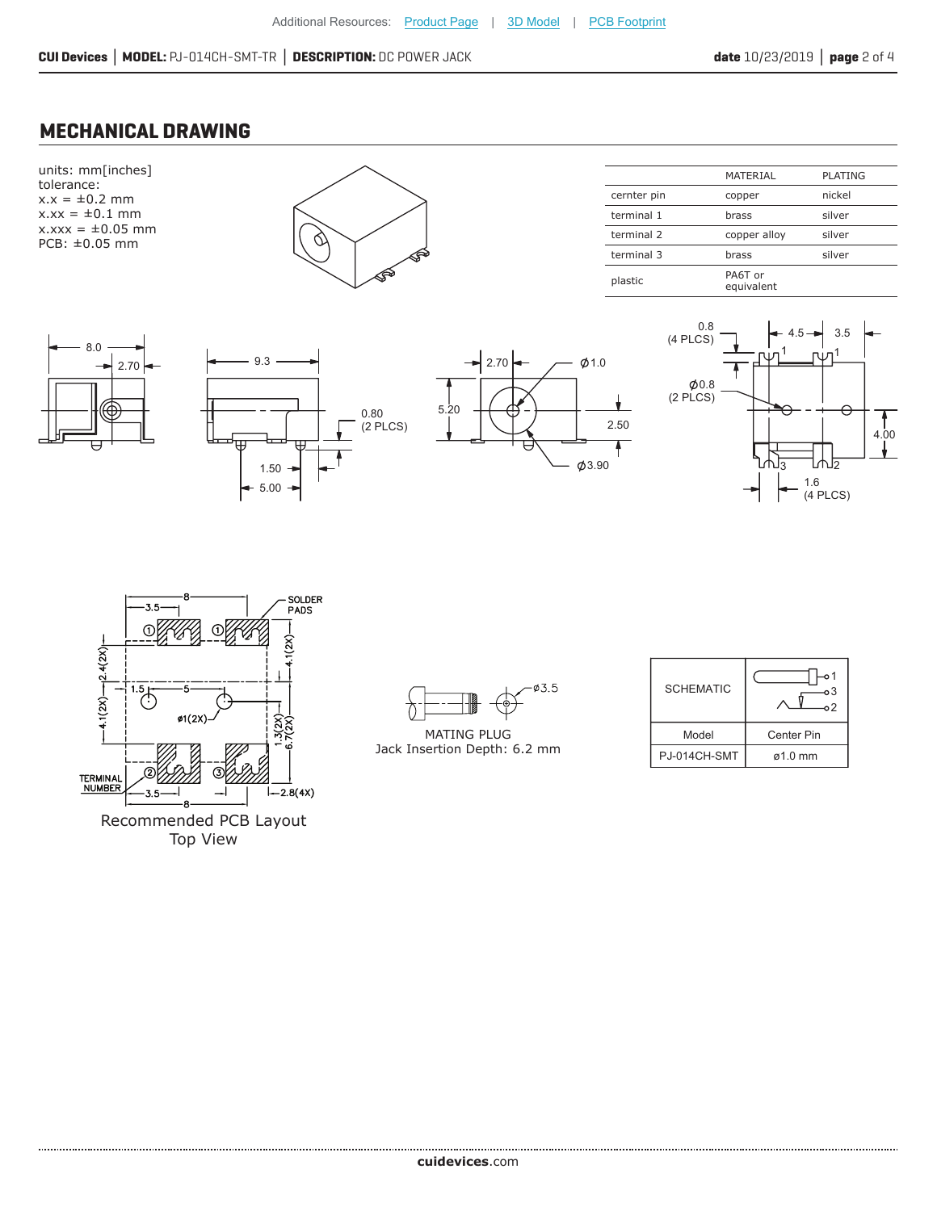Additional Resources: Product Page | 3D Model | PCB Footprint

## MECHANICAL DRAWING

units: mm[inches]
tolerance:
x.x = ±0.2 mm
x.xx = ±0.1 mm
x.xxx = ±0.05 mm
PCB: ±0.05 mm

| | MATERIAL | PLATING |
|---|---|---|
| cernter pin | copper | nickel |
| terminal 1 | brass | silver |
| terminal 2 | copper alloy | silver |
| terminal 3 | brass | silver |
| plastic | PA6T or equivalent | |

8.0
2.70
9.3
0.80 (2 PLCS)
1.50
5.00
2.70
Ø1.0
5.20
2.50
Ø3.90
0.8 (4 PLCS)
4.5
3.5
Ø0.8 (2 PLCS)
4.00
1.6 (4 PLCS)

SOLDER PADS
TERMINAL NUMBER
3.5
8
2.4(2X)
4.1(2X)
1.5
5
ø1(2X)
4.1(2X)
1.3(2X)
6.7(2X)
2.8(4X)

Recommended PCB Layout
Top View

ø3.5
MATING PLUG
Jack Insertion Depth: 6.2 mm

| SCHEMATIC | |
|---|---|
| Model | Center Pin |
| PJ-014CH-SMT | ø1.0 mm |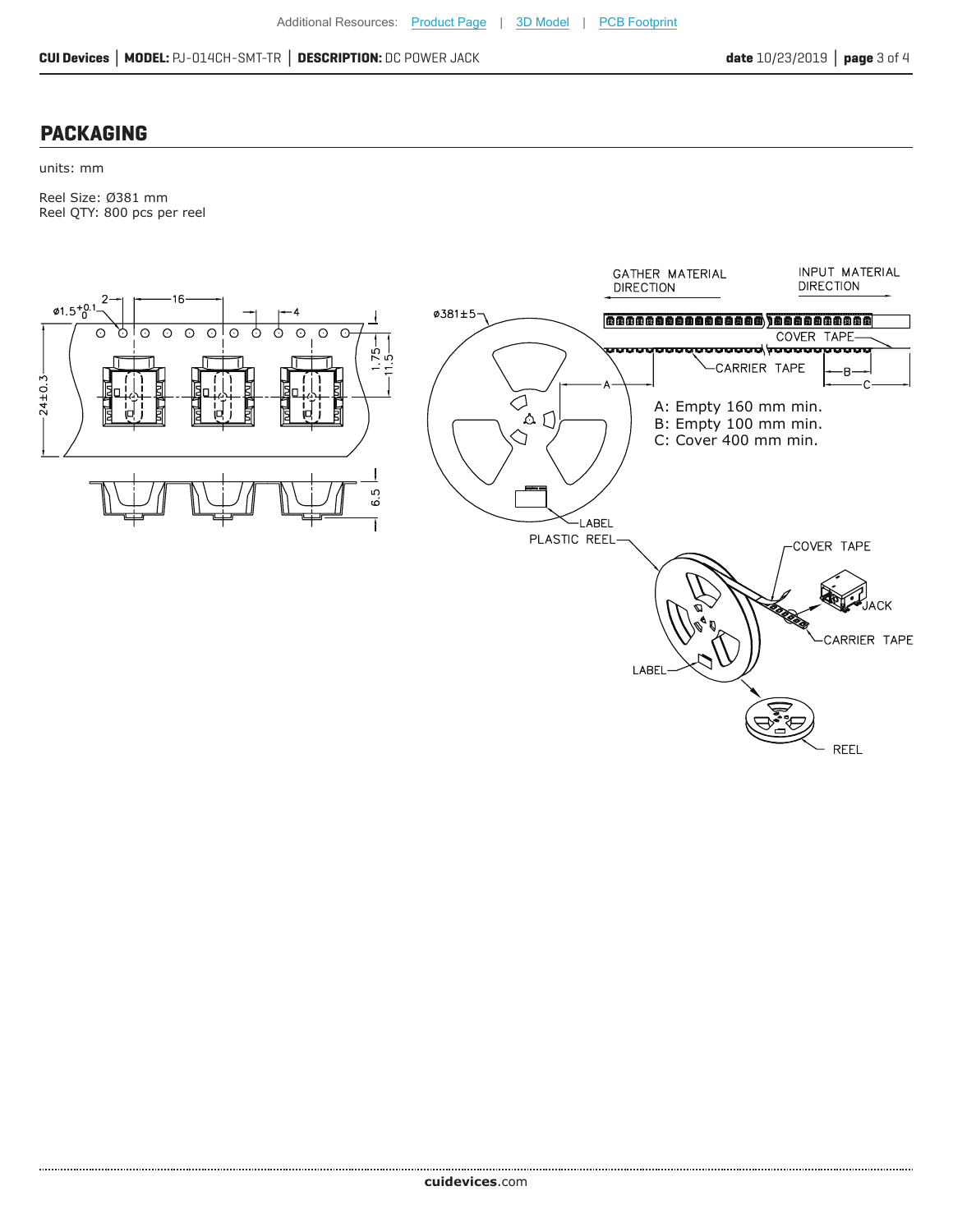## PACKAGING

units: mm

Reel Size: Ø381 mm
Reel QTY: 800 pcs per reel

A: Empty 160 mm min.
B: Empty 100 mm min.
C: Cover 400 mm min.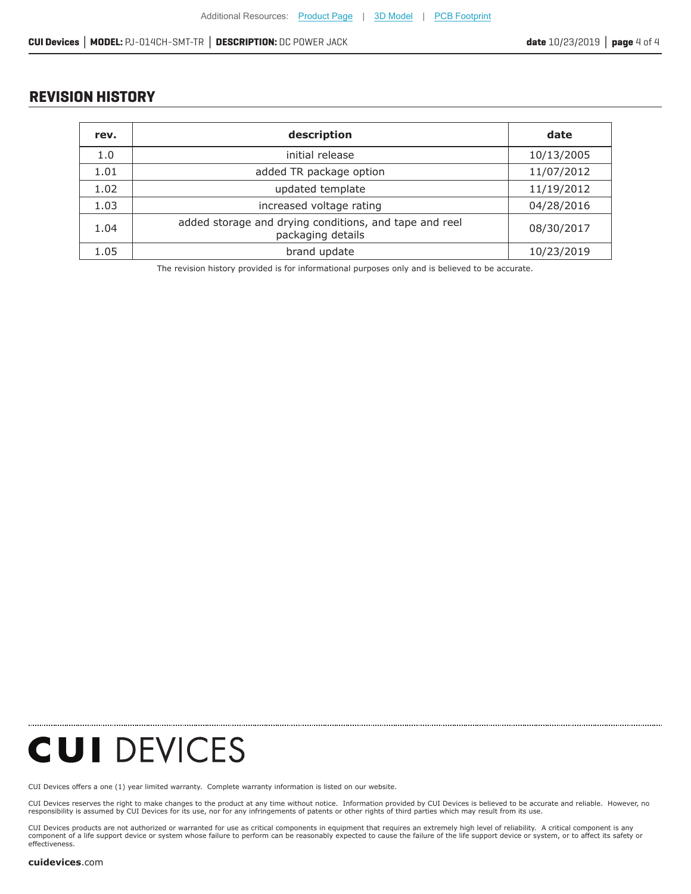## REVISION HISTORY

| rev. | description | date |
| --- | --- | --- |
| 1.0 | initial release | 10/13/2005 |
| 1.01 | added TR package option | 11/07/2012 |
| 1.02 | updated template | 11/19/2012 |
| 1.03 | increased voltage rating | 04/28/2016 |
| 1.04 | added storage and drying conditions, and tape and reel packaging details | 08/30/2017 |
| 1.05 | brand update | 10/23/2019 |

The revision history provided is for informational purposes only and is believed to be accurate.

**CUI** DEVICES

CUI Devices offers a one (1) year limited warranty. Complete warranty information is listed on our website.

CUI Devices reserves the right to make changes to the product at any time without notice. Information provided by CUI Devices is believed to be accurate and reliable. However, no responsibility is assumed by CUI Devices for its use, nor for any infringements of patents or other rights of third parties which may result from its use.

CUI Devices products are not authorized or warranted for use as critical components in equipment that requires an extremely high level of reliability. A critical component is any component of a life support device or system whose failure to perform can be reasonably expected to cause the failure of the life support device or system, or to affect its safety or effectiveness.

**cuidevices**.com